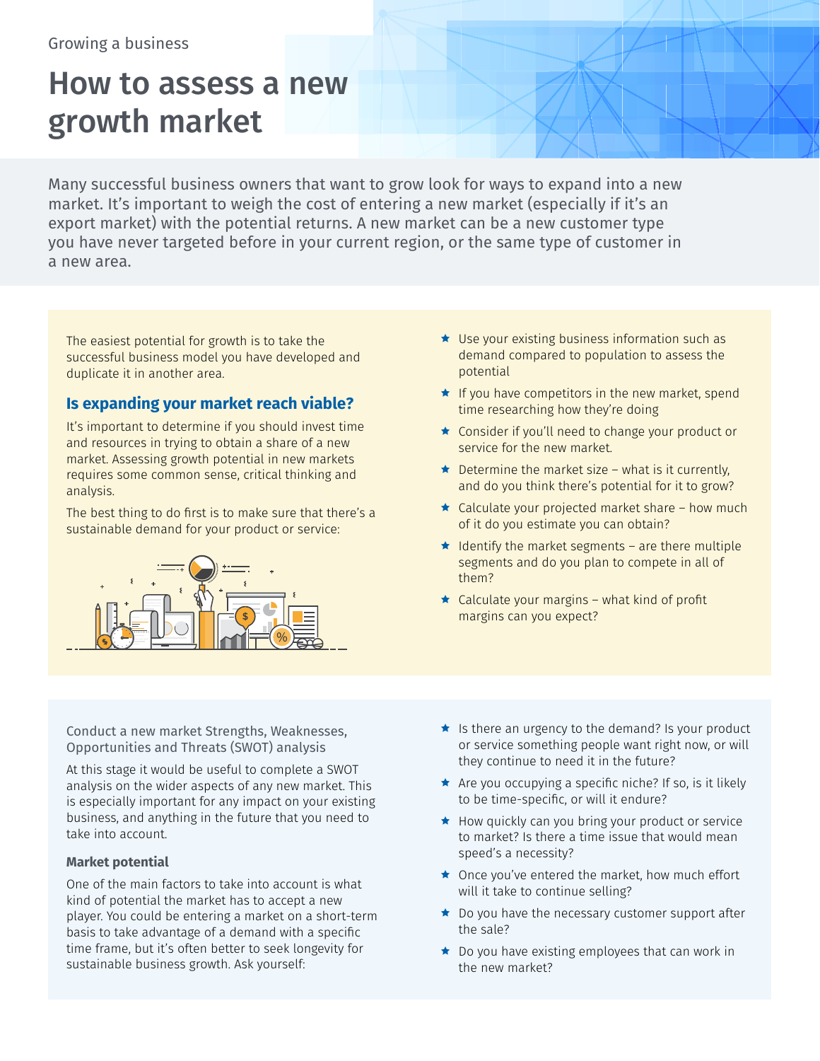Growing a business

# How to assess a new growth market

Many successful business owners that want to grow look for ways to expand into a new market. It's important to weigh the cost of entering a new market (especially if it's an export market) with the potential returns. A new market can be a new customer type you have never targeted before in your current region, or the same type of customer in a new area.

The easiest potential for growth is to take the successful business model you have developed and duplicate it in another area.

## Is expanding your market reach viable?

It's important to determine if you should invest time and resources in trying to obtain a share of a new market. Assessing growth potential in new markets requires some common sense, critical thinking and analysis.

The best thing to do first is to make sure that there's a sustainable demand for your product or service:

- Use your existing business information such as demand compared to population to assess the potential
- If you have competitors in the new market, spend time researching how they're doing
- Consider if you'll need to change your product or service for the new market.
- Determine the market size – what is it currently, and do you think there's potential for it to grow?
- Calculate your projected market share – how much of it do you estimate you can obtain?
- Identify the market segments – are there multiple segments and do you plan to compete in all of them?
- Calculate your margins – what kind of profit margins can you expect?

Conduct a new market Strengths, Weaknesses, Opportunities and Threats (SWOT) analysis

At this stage it would be useful to complete a SWOT analysis on the wider aspects of any new market. This is especially important for any impact on your existing business, and anything in the future that you need to take into account.

### Market potential

One of the main factors to take into account is what kind of potential the market has to accept a new player. You could be entering a market on a short-term basis to take advantage of a demand with a specific time frame, but it's often better to seek longevity for sustainable business growth. Ask yourself:

- Is there an urgency to the demand? Is your product or service something people want right now, or will they continue to need it in the future?
- Are you occupying a specific niche? If so, is it likely to be time-specific, or will it endure?
- How quickly can you bring your product or service to market? Is there a time issue that would mean speed's a necessity?
- Once you've entered the market, how much effort will it take to continue selling?
- Do you have the necessary customer support after the sale?
- Do you have existing employees that can work in the new market?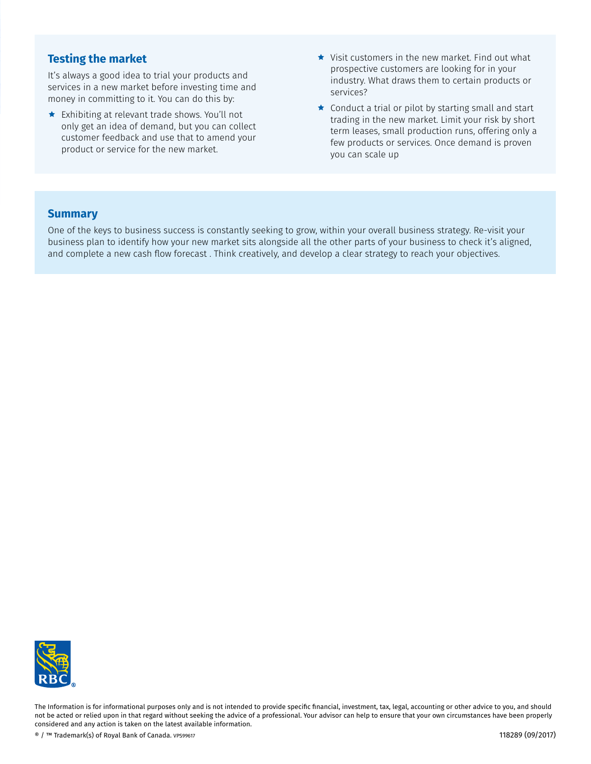## Testing the market

It's always a good idea to trial your products and services in a new market before investing time and money in committing to it. You can do this by:

- Exhibiting at relevant trade shows. You'll not only get an idea of demand, but you can collect customer feedback and use that to amend your product or service for the new market.
- Visit customers in the new market. Find out what prospective customers are looking for in your industry. What draws them to certain products or services?
- Conduct a trial or pilot by starting small and start trading in the new market. Limit your risk by short term leases, small production runs, offering only a few products or services. Once demand is proven you can scale up

## Summary

One of the keys to business success is constantly seeking to grow, within your overall business strategy. Re-visit your business plan to identify how your new market sits alongside all the other parts of your business to check it's aligned, and complete a new cash flow forecast . Think creatively, and develop a clear strategy to reach your objectives.

The Information is for informational purposes only and is not intended to provide specific financial, investment, tax, legal, accounting or other advice to you, and should not be acted or relied upon in that regard without seeking the advice of a professional. Your advisor can help to ensure that your own circumstances have been properly considered and any action is taken on the latest available information.

® / ™ Trademark(s) of Royal Bank of Canada. VPS99617

118289 (09/2017)